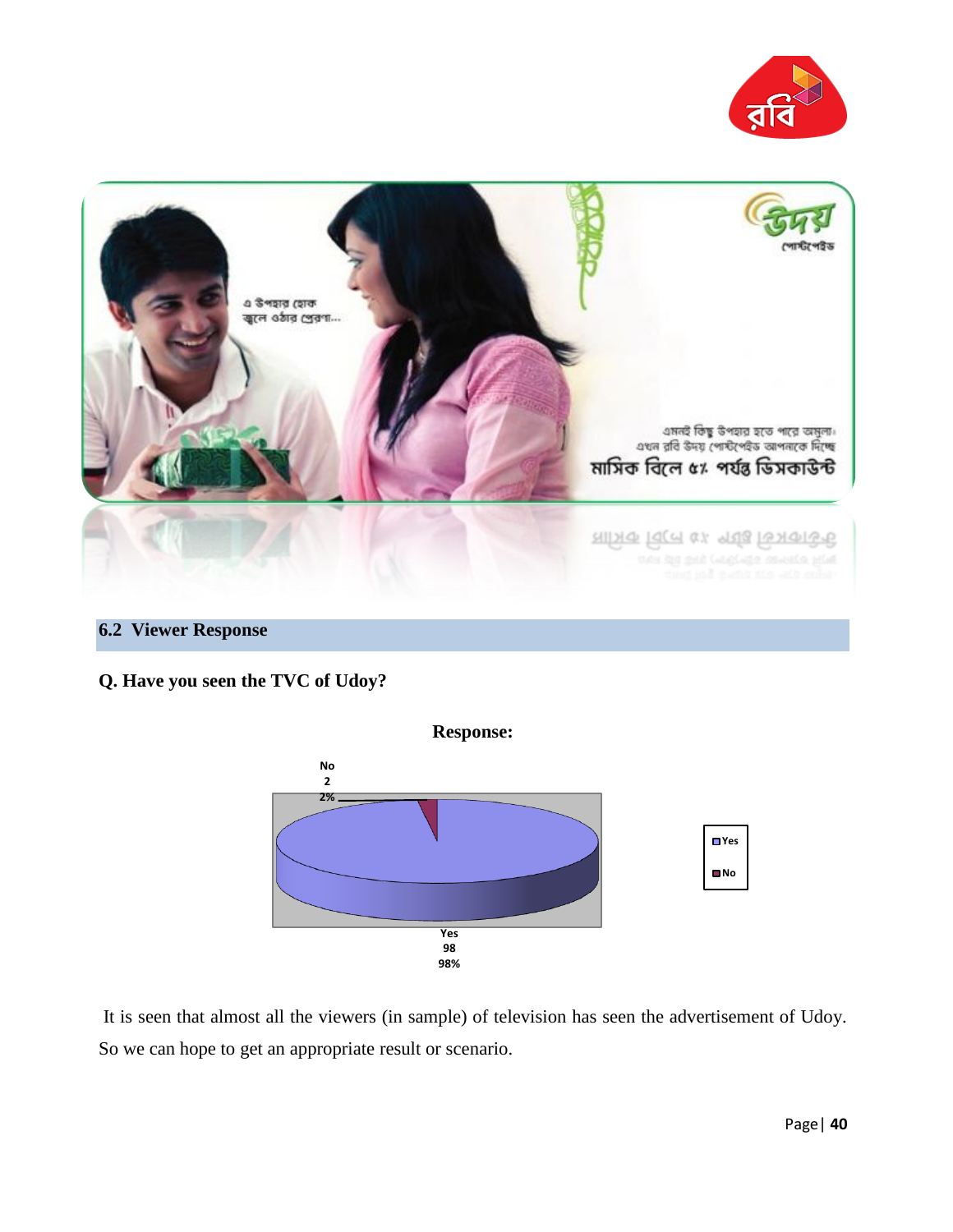## 6.2 Viewer Response

**Q. Have you seen the TVC of Udoy?**

**Response:**

| Response | Count | Percentage |
|---|---|---|
| Yes | 98 | 98% |
| No | 2 | 2% |

It is seen that almost all the viewers (in sample) of television has seen the advertisement of Udoy. So we can hope to get an appropriate result or scenario.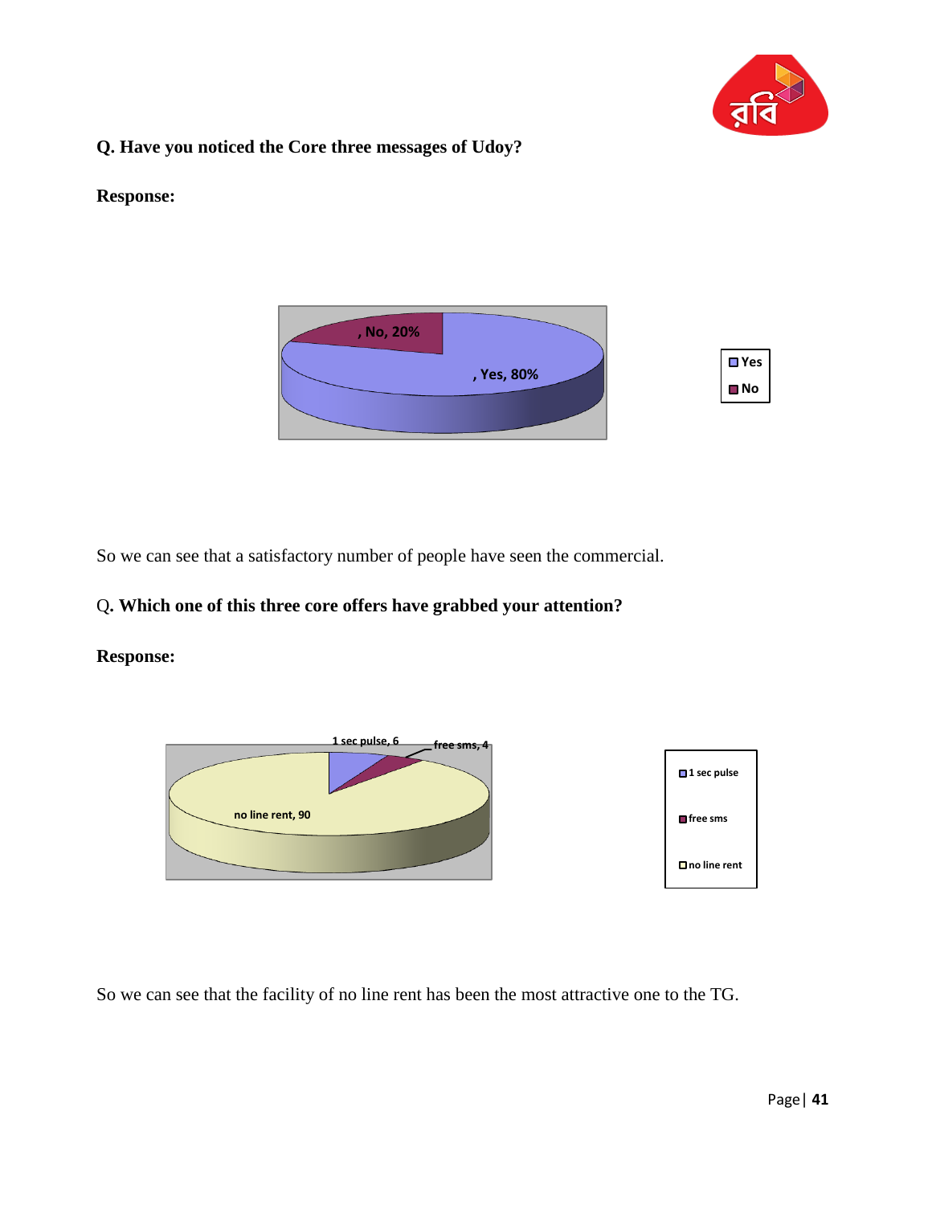**Q. Have you noticed the Core three messages of Udoy?**

**Response:**

, No, 20%

, Yes, 80%

Yes
No

So we can see that a satisfactory number of people have seen the commercial.

Q**. Which one of this three core offers have grabbed your attention?**

**Response:**

1 sec pulse, 6

free sms, 4

no line rent, 90

1 sec pulse
free sms
no line rent

So we can see that the facility of no line rent has been the most attractive one to the TG.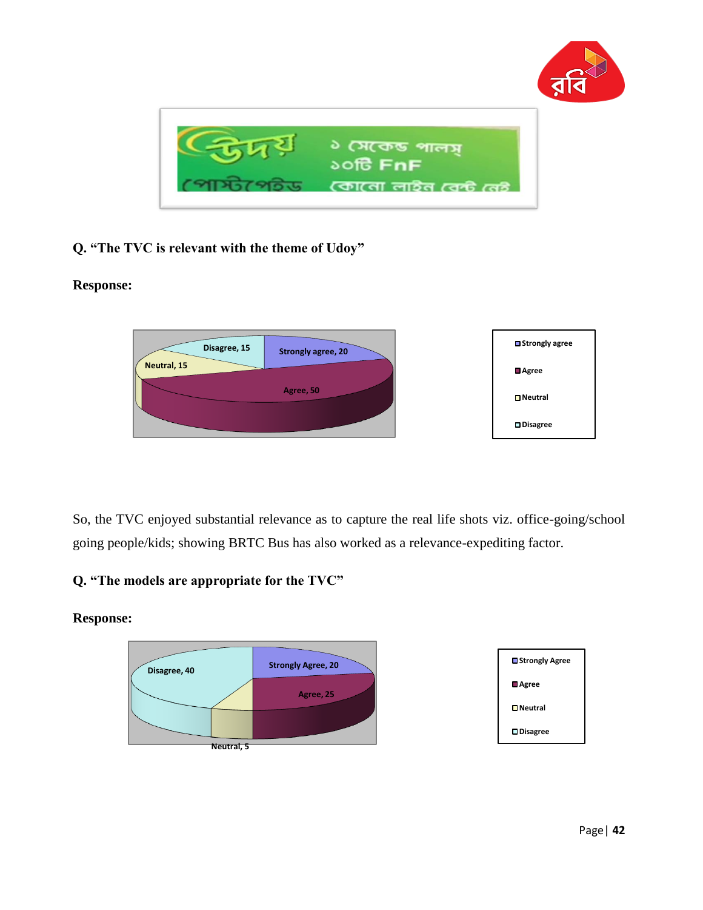Q. "The TVC is relevant with the theme of Udoy"

**Response:**

| Response | Value |
|---|---|
| Strongly agree | 20 |
| Agree | 50 |
| Neutral | 15 |
| Disagree | 15 |

So, the TVC enjoyed substantial relevance as to capture the real life shots viz. office-going/school going people/kids; showing BRTC Bus has also worked as a relevance-expediting factor.

Q. "The models are appropriate for the TVC"

**Response:**

| Response | Value |
|---|---|
| Strongly Agree | 20 |
| Agree | 25 |
| Neutral | 5 |
| Disagree | 40 |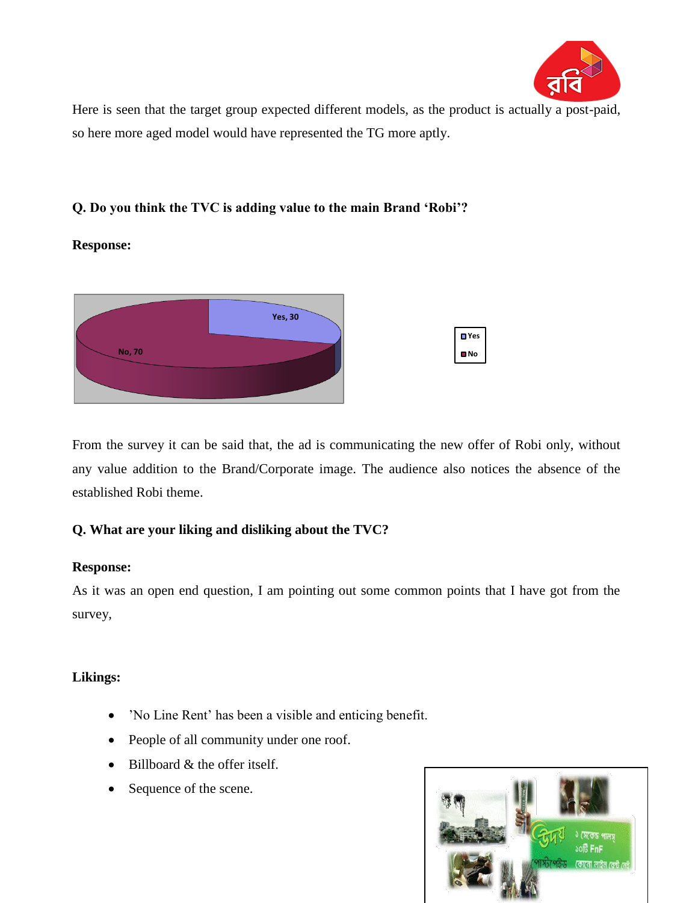Here is seen that the target group expected different models, as the product is actually a post-paid, so here more aged model would have represented the TG more aptly.

**Q. Do you think the TVC is adding value to the main Brand 'Robi'?**

**Response:**

Yes, 30

No, 70

Yes

No

From the survey it can be said that, the ad is communicating the new offer of Robi only, without any value addition to the Brand/Corporate image. The audience also notices the absence of the established Robi theme.

**Q. What are your liking and disliking about the TVC?**

**Response:**

As it was an open end question, I am pointing out some common points that I have got from the survey,

**Likings:**

- 'No Line Rent' has been a visible and enticing benefit.
- People of all community under one roof.
- Billboard & the offer itself.
- Sequence of the scene.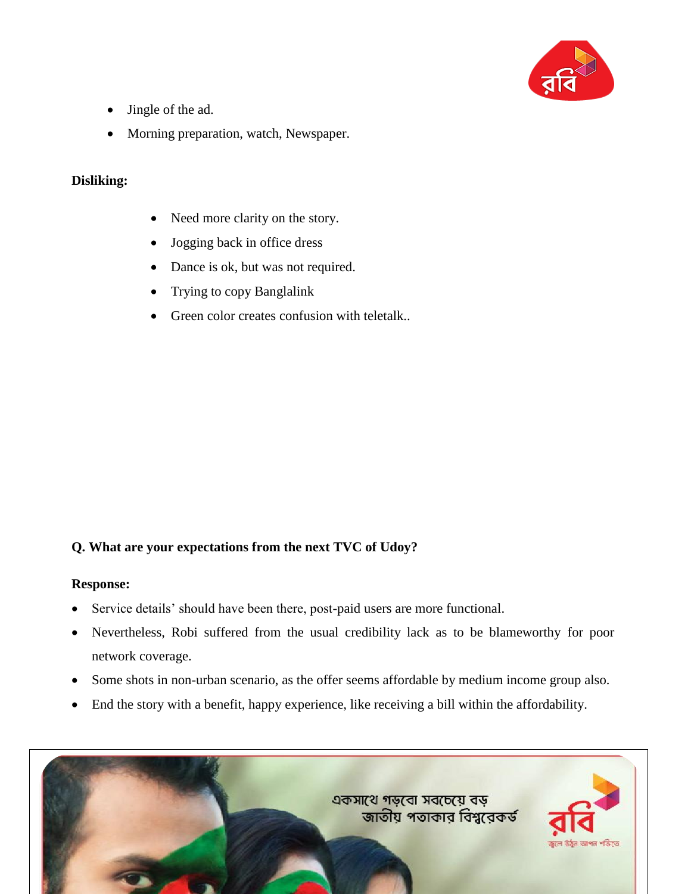- Jingle of the ad.
- Morning preparation, watch, Newspaper.

**Disliking:**

- Need more clarity on the story.
- Jogging back in office dress
- Dance is ok, but was not required.
- Trying to copy Banglalink
- Green color creates confusion with teletalk..

**Q. What are your expectations from the next TVC of Udoy?**

**Response:**

- Service details' should have been there, post-paid users are more functional.
- Nevertheless, Robi suffered from the usual credibility lack as to be blameworthy for poor network coverage.
- Some shots in non-urban scenario, as the offer seems affordable by medium income group also.
- End the story with a benefit, happy experience, like receiving a bill within the affordability.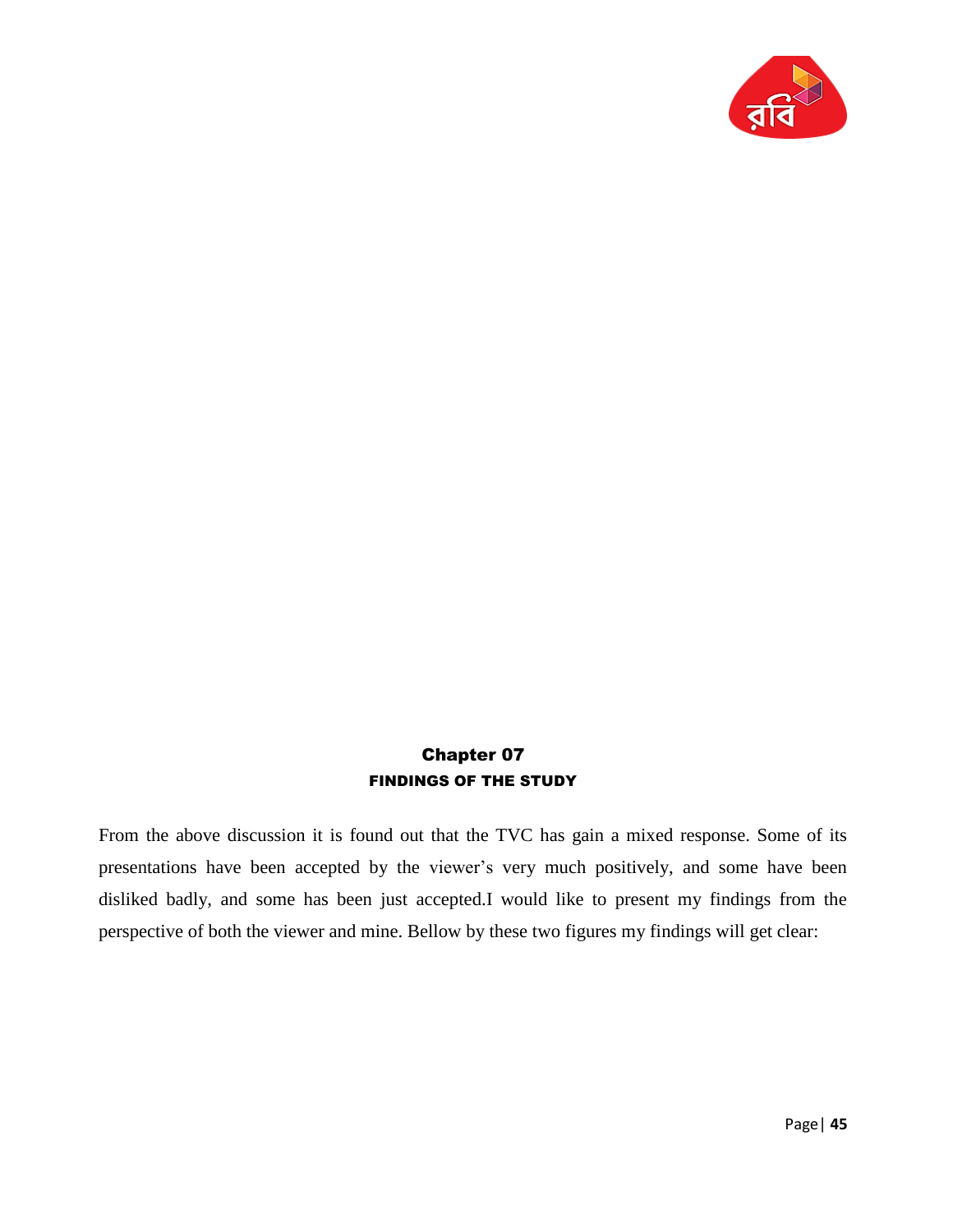## Chapter 07
### FINDINGS OF THE STUDY

From the above discussion it is found out that the TVC has gain a mixed response. Some of its presentations have been accepted by the viewer's very much positively, and some have been disliked badly, and some has been just accepted.I would like to present my findings from the perspective of both the viewer and mine. Bellow by these two figures my findings will get clear: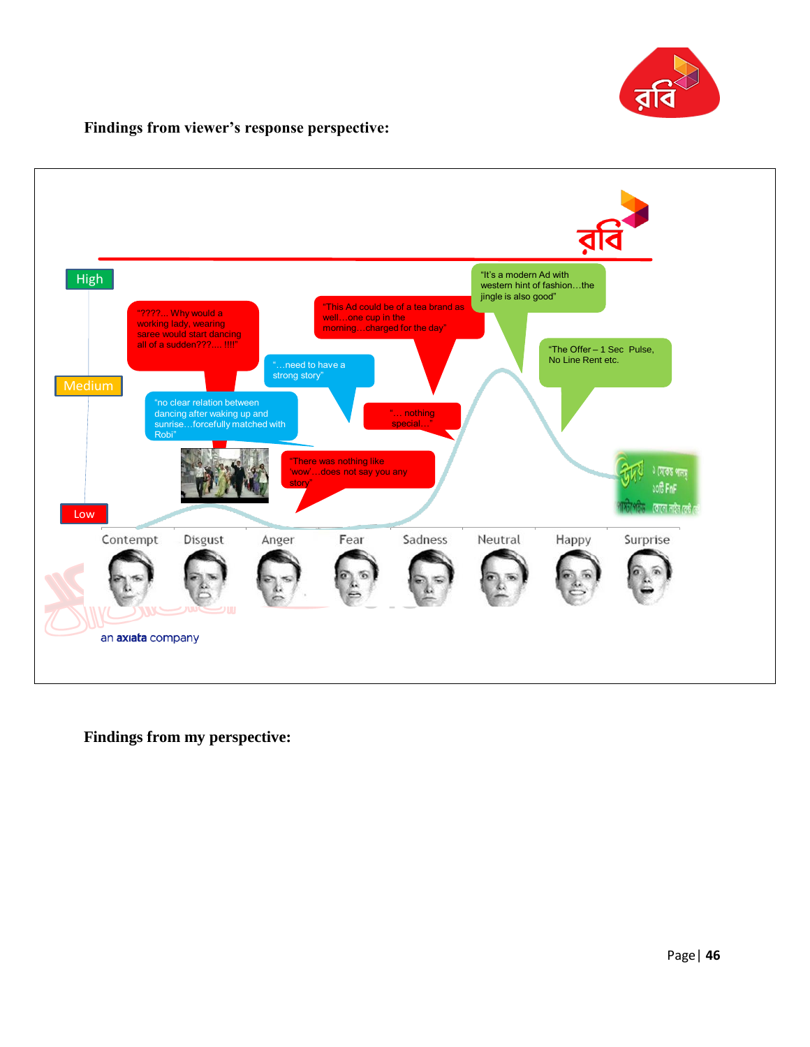**Findings from viewer's response perspective:**

High

Medium

Low

"????... Why would a working lady, wearing saree would start dancing all of a sudden???.... !!!!"

"...need to have a strong story"

"This Ad could be of a tea brand as well....one cup in the morning...charged for the day"

"It's a modern Ad with western hint of fashion...the jingle is also good"

"The Offer – 1 Sec Pulse, No Line Rent etc."

"no clear relation between dancing after waking up and sunrise...forcefully matched with Robi"

"... nothing special..."

"There was nothing like 'wow'...does not say you any story"

Contempt Disgust Anger Fear Sadness Neutral Happy Surprise

an axiata company

**Findings from my perspective:**